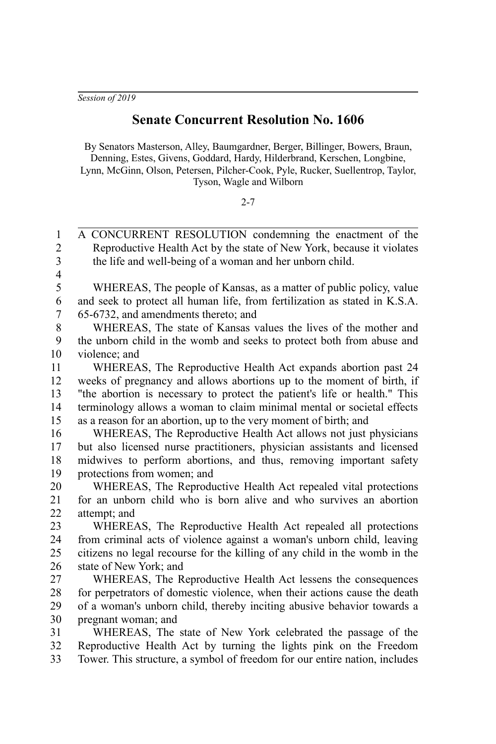*Session of 2019*

# Senate Concurrent Resolution No. 1606

By Senators Masterson, Alley, Baumgardner, Berger, Billinger, Bowers, Braun, Denning, Estes, Givens, Goddard, Hardy, Hilderbrand, Kerschen, Longbine, Lynn, McGinn, Olson, Petersen, Pilcher-Cook, Pyle, Rucker, Suellentrop, Taylor, Tyson, Wagle and Wilborn

2-7

A CONCURRENT RESOLUTION condemning the enactment of the Reproductive Health Act by the state of New York, because it violates the life and well-being of a woman and her unborn child.

WHEREAS, The people of Kansas, as a matter of public policy, value and seek to protect all human life, from fertilization as stated in K.S.A. 65-6732, and amendments thereto; and

WHEREAS, The state of Kansas values the lives of the mother and the unborn child in the womb and seeks to protect both from abuse and violence; and

WHEREAS, The Reproductive Health Act expands abortion past 24 weeks of pregnancy and allows abortions up to the moment of birth, if "the abortion is necessary to protect the patient's life or health." This terminology allows a woman to claim minimal mental or societal effects as a reason for an abortion, up to the very moment of birth; and

WHEREAS, The Reproductive Health Act allows not just physicians but also licensed nurse practitioners, physician assistants and licensed midwives to perform abortions, and thus, removing important safety protections from women; and

WHEREAS, The Reproductive Health Act repealed vital protections for an unborn child who is born alive and who survives an abortion attempt; and

WHEREAS, The Reproductive Health Act repealed all protections from criminal acts of violence against a woman's unborn child, leaving citizens no legal recourse for the killing of any child in the womb in the state of New York; and

WHEREAS, The Reproductive Health Act lessens the consequences for perpetrators of domestic violence, when their actions cause the death of a woman's unborn child, thereby inciting abusive behavior towards a pregnant woman; and

WHEREAS, The state of New York celebrated the passage of the Reproductive Health Act by turning the lights pink on the Freedom Tower. This structure, a symbol of freedom for our entire nation, includes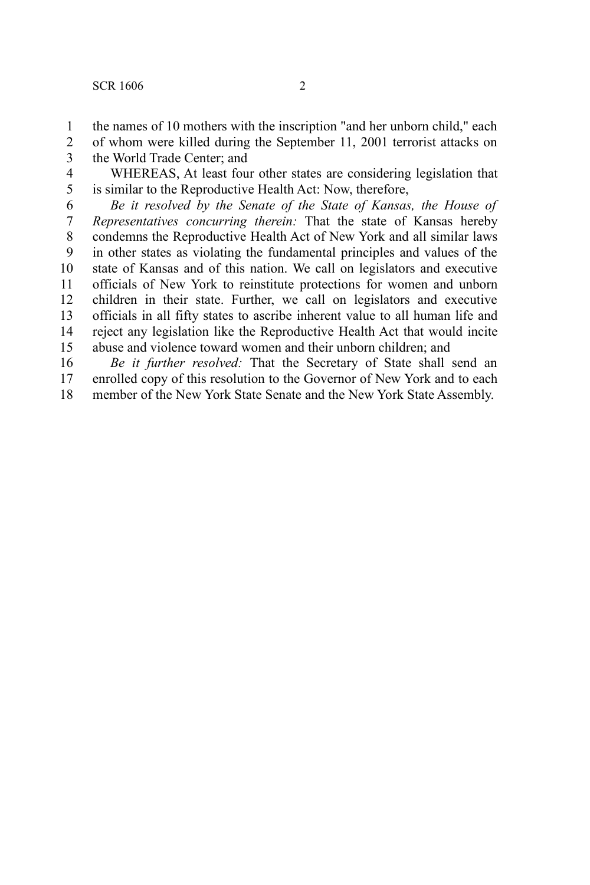the names of 10 mothers with the inscription "and her unborn child," each of whom were killed during the September 11, 2001 terrorist attacks on the World Trade Center; and

WHEREAS, At least four other states are considering legislation that is similar to the Reproductive Health Act: Now, therefore,

*Be it resolved by the Senate of the State of Kansas, the House of Representatives concurring therein:* That the state of Kansas hereby condemns the Reproductive Health Act of New York and all similar laws in other states as violating the fundamental principles and values of the state of Kansas and of this nation. We call on legislators and executive officials of New York to reinstitute protections for women and unborn children in their state. Further, we call on legislators and executive officials in all fifty states to ascribe inherent value to all human life and reject any legislation like the Reproductive Health Act that would incite abuse and violence toward women and their unborn children; and

*Be it further resolved:* That the Secretary of State shall send an enrolled copy of this resolution to the Governor of New York and to each member of the New York State Senate and the New York State Assembly.